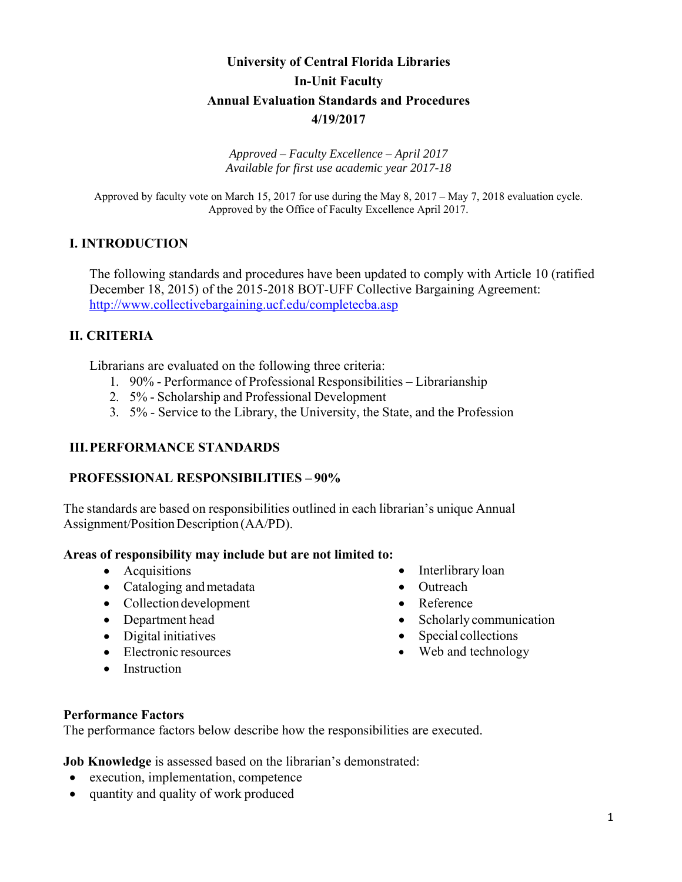# University of Central Florida Libraries
# In-Unit Faculty
# Annual Evaluation Standards and Procedures
# 4/19/2017

*Approved – Faculty Excellence – April 2017*
*Available for first use academic year 2017-18*

Approved by faculty vote on March 15, 2017 for use during the May 8, 2017 – May 7, 2018 evaluation cycle. Approved by the Office of Faculty Excellence April 2017.

## I. INTRODUCTION

The following standards and procedures have been updated to comply with Article 10 (ratified December 18, 2015) of the 2015-2018 BOT-UFF Collective Bargaining Agreement: http://www.collectivebargaining.ucf.edu/completecba.asp

## II. CRITERIA

Librarians are evaluated on the following three criteria:

1. 90% - Performance of Professional Responsibilities – Librarianship
2. 5% - Scholarship and Professional Development
3. 5% - Service to the Library, the University, the State, and the Profession

## III. PERFORMANCE STANDARDS

### PROFESSIONAL RESPONSIBILITIES – 90%

The standards are based on responsibilities outlined in each librarian's unique Annual Assignment/Position Description (AA/PD).

**Areas of responsibility may include but are not limited to:**

- Acquisitions
- Cataloging and metadata
- Collection development
- Department head
- Digital initiatives
- Electronic resources
- Instruction
- Interlibrary loan
- Outreach
- Reference
- Scholarly communication
- Special collections
- Web and technology

**Performance Factors**
The performance factors below describe how the responsibilities are executed.

**Job Knowledge** is assessed based on the librarian's demonstrated:

- execution, implementation, competence
- quantity and quality of work produced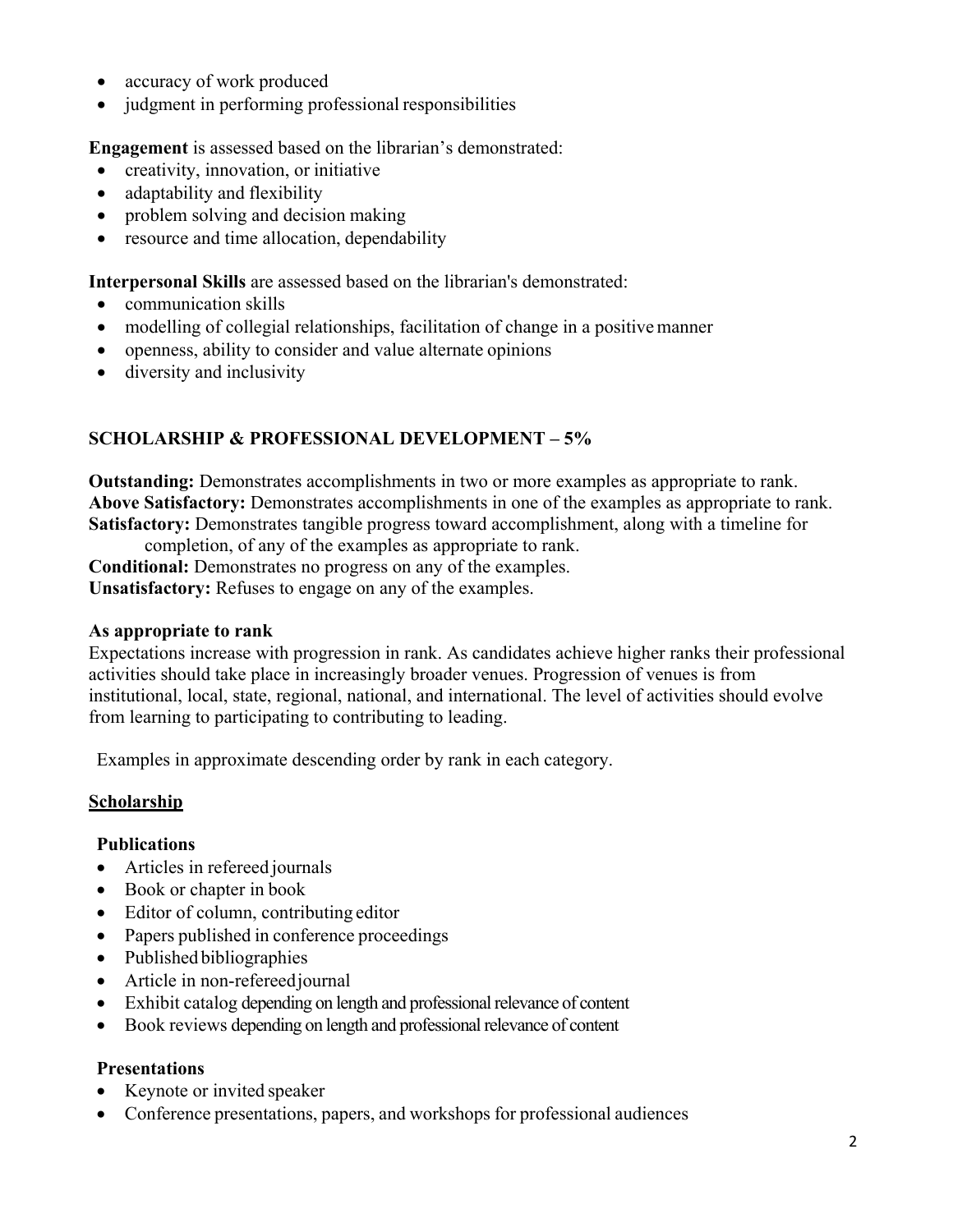- accuracy of work produced
- judgment in performing professional responsibilities

**Engagement** is assessed based on the librarian's demonstrated:

- creativity, innovation, or initiative
- adaptability and flexibility
- problem solving and decision making
- resource and time allocation, dependability

**Interpersonal Skills** are assessed based on the librarian's demonstrated:

- communication skills
- modelling of collegial relationships, facilitation of change in a positive manner
- openness, ability to consider and value alternate opinions
- diversity and inclusivity

## SCHOLARSHIP & PROFESSIONAL DEVELOPMENT – 5%

**Outstanding:** Demonstrates accomplishments in two or more examples as appropriate to rank.
**Above Satisfactory:** Demonstrates accomplishments in one of the examples as appropriate to rank.
**Satisfactory:** Demonstrates tangible progress toward accomplishment, along with a timeline for completion, of any of the examples as appropriate to rank.
**Conditional:** Demonstrates no progress on any of the examples.
**Unsatisfactory:** Refuses to engage on any of the examples.

**As appropriate to rank**

Expectations increase with progression in rank. As candidates achieve higher ranks their professional activities should take place in increasingly broader venues. Progression of venues is from institutional, local, state, regional, national, and international. The level of activities should evolve from learning to participating to contributing to leading.

Examples in approximate descending order by rank in each category.

### Scholarship

**Publications**

- Articles in refereed journals
- Book or chapter in book
- Editor of column, contributing editor
- Papers published in conference proceedings
- Published bibliographies
- Article in non-refereed journal
- Exhibit catalog depending on length and professional relevance of content
- Book reviews depending on length and professional relevance of content

**Presentations**

- Keynote or invited speaker
- Conference presentations, papers, and workshops for professional audiences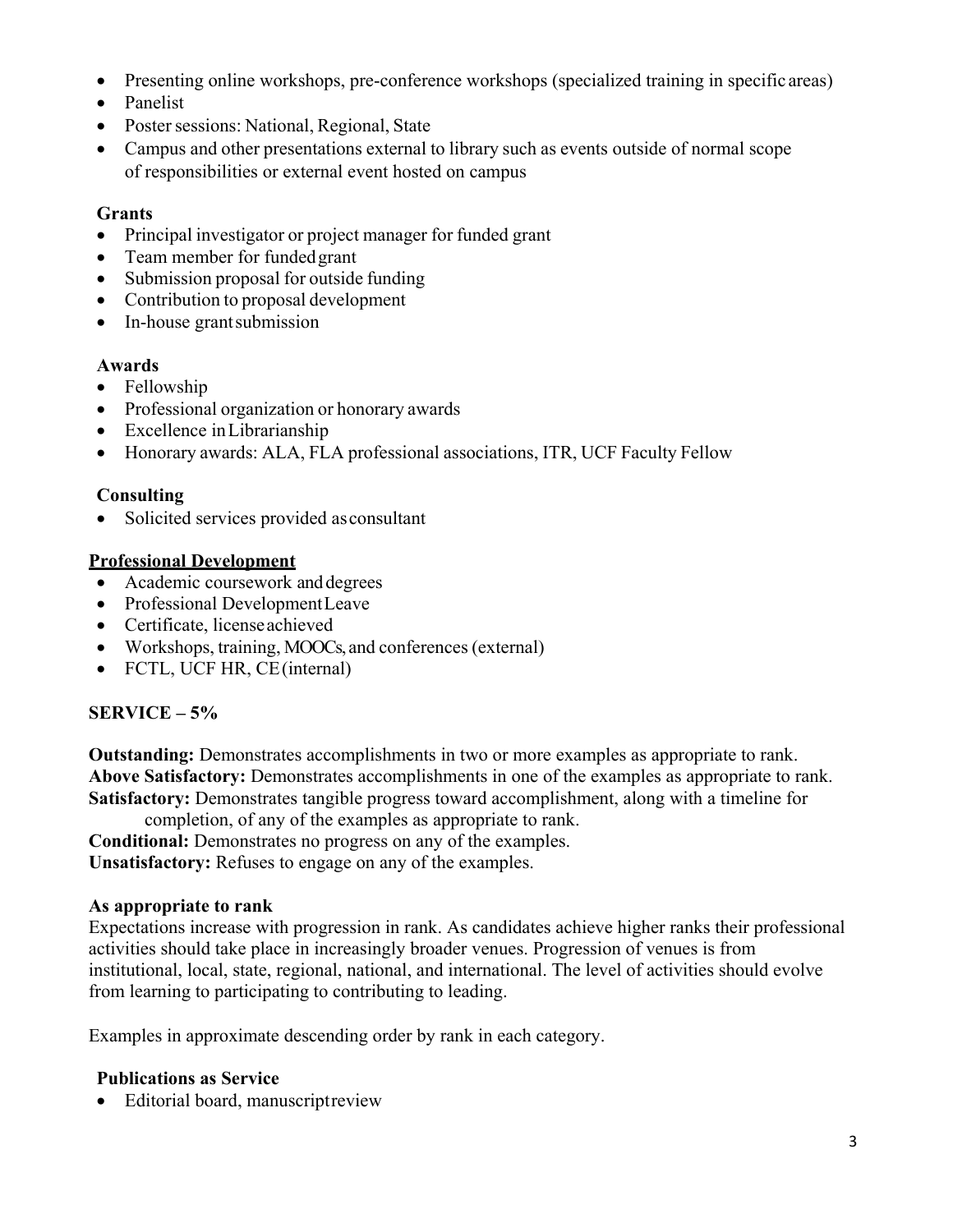- Presenting online workshops, pre-conference workshops (specialized training in specific areas)
- Panelist
- Poster sessions: National, Regional, State
- Campus and other presentations external to library such as events outside of normal scope of responsibilities or external event hosted on campus

**Grants**

- Principal investigator or project manager for funded grant
- Team member for funded grant
- Submission proposal for outside funding
- Contribution to proposal development
- In-house grant submission

**Awards**

- Fellowship
- Professional organization or honorary awards
- Excellence in Librarianship
- Honorary awards: ALA, FLA professional associations, ITR, UCF Faculty Fellow

**Consulting**

- Solicited services provided as consultant

**Professional Development**

- Academic coursework and degrees
- Professional Development Leave
- Certificate, license achieved
- Workshops, training, MOOCs, and conferences (external)
- FCTL, UCF HR, CE (internal)

**SERVICE – 5%**

**Outstanding:** Demonstrates accomplishments in two or more examples as appropriate to rank.
**Above Satisfactory:** Demonstrates accomplishments in one of the examples as appropriate to rank.
**Satisfactory:** Demonstrates tangible progress toward accomplishment, along with a timeline for completion, of any of the examples as appropriate to rank.
**Conditional:** Demonstrates no progress on any of the examples.
**Unsatisfactory:** Refuses to engage on any of the examples.

**As appropriate to rank**

Expectations increase with progression in rank. As candidates achieve higher ranks their professional activities should take place in increasingly broader venues. Progression of venues is from institutional, local, state, regional, national, and international. The level of activities should evolve from learning to participating to contributing to leading.

Examples in approximate descending order by rank in each category.

**Publications as Service**

- Editorial board, manuscript review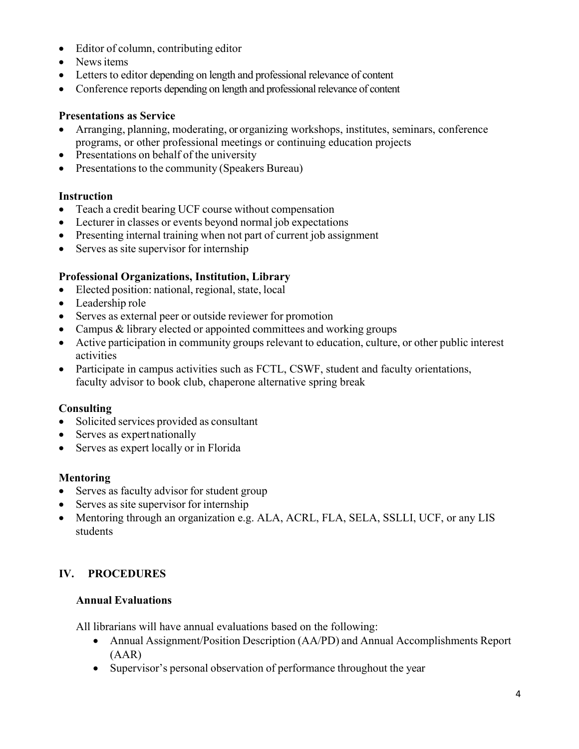- Editor of column, contributing editor
- News items
- Letters to editor depending on length and professional relevance of content
- Conference reports depending on length and professional relevance of content

**Presentations as Service**

- Arranging, planning, moderating, or organizing workshops, institutes, seminars, conference programs, or other professional meetings or continuing education projects
- Presentations on behalf of the university
- Presentations to the community (Speakers Bureau)

**Instruction**

- Teach a credit bearing UCF course without compensation
- Lecturer in classes or events beyond normal job expectations
- Presenting internal training when not part of current job assignment
- Serves as site supervisor for internship

**Professional Organizations, Institution, Library**

- Elected position: national, regional, state, local
- Leadership role
- Serves as external peer or outside reviewer for promotion
- Campus & library elected or appointed committees and working groups
- Active participation in community groups relevant to education, culture, or other public interest activities
- Participate in campus activities such as FCTL, CSWF, student and faculty orientations, faculty advisor to book club, chaperone alternative spring break

**Consulting**

- Solicited services provided as consultant
- Serves as expert nationally
- Serves as expert locally or in Florida

**Mentoring**

- Serves as faculty advisor for student group
- Serves as site supervisor for internship
- Mentoring through an organization e.g. ALA, ACRL, FLA, SELA, SSLLI, UCF, or any LIS students

## IV. PROCEDURES

### Annual Evaluations

All librarians will have annual evaluations based on the following:

- Annual Assignment/Position Description (AA/PD) and Annual Accomplishments Report (AAR)
- Supervisor's personal observation of performance throughout the year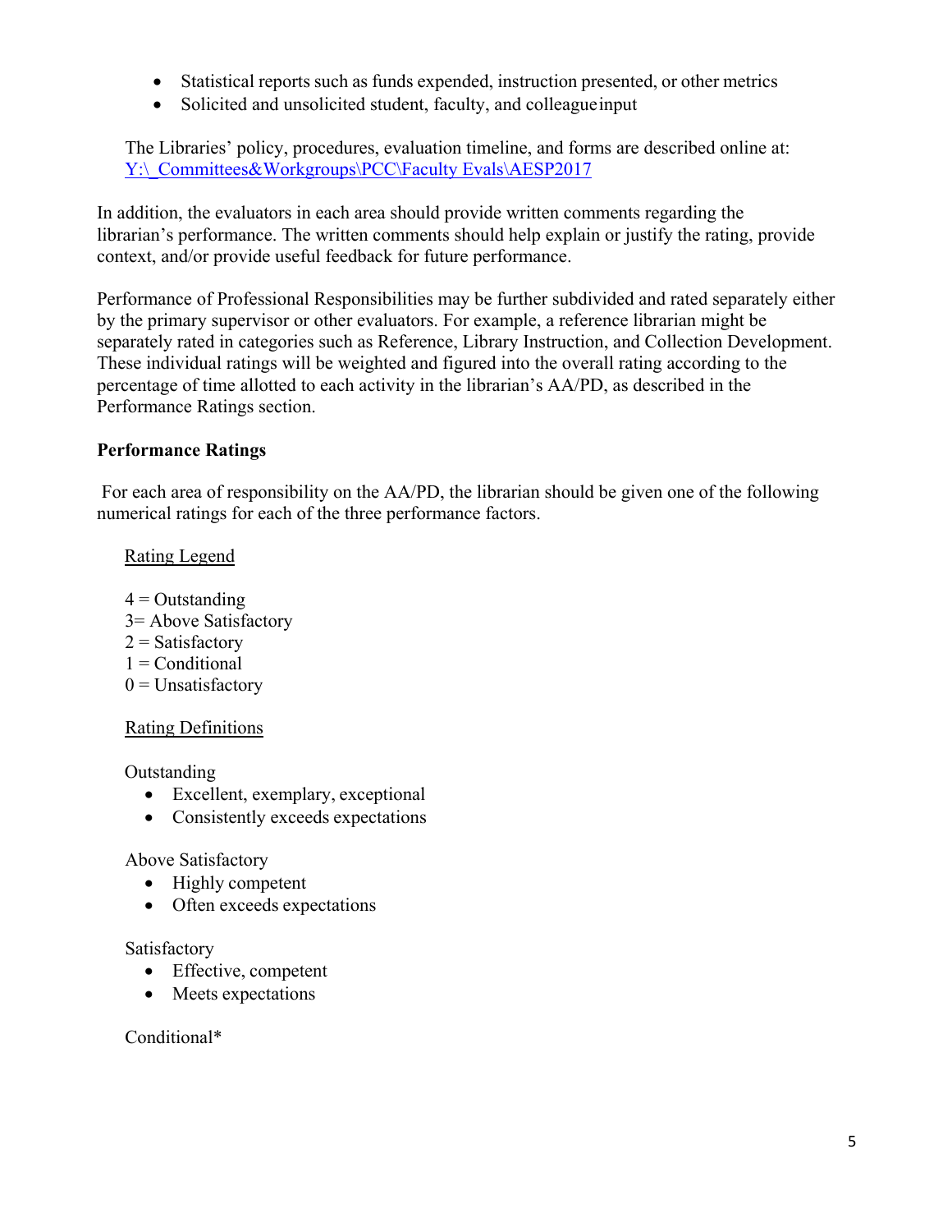- Statistical reports such as funds expended, instruction presented, or other metrics
- Solicited and unsolicited student, faculty, and colleague input

The Libraries' policy, procedures, evaluation timeline, and forms are described online at: Y:\_Committees&Workgroups\PCC\Faculty Evals\AESP2017

In addition, the evaluators in each area should provide written comments regarding the librarian's performance. The written comments should help explain or justify the rating, provide context, and/or provide useful feedback for future performance.

Performance of Professional Responsibilities may be further subdivided and rated separately either by the primary supervisor or other evaluators. For example, a reference librarian might be separately rated in categories such as Reference, Library Instruction, and Collection Development. These individual ratings will be weighted and figured into the overall rating according to the percentage of time allotted to each activity in the librarian's AA/PD, as described in the Performance Ratings section.

**Performance Ratings**

For each area of responsibility on the AA/PD, the librarian should be given one of the following numerical ratings for each of the three performance factors.

Rating Legend

4 = Outstanding
3= Above Satisfactory
2 = Satisfactory
1 = Conditional
0 = Unsatisfactory

Rating Definitions

Outstanding

- Excellent, exemplary, exceptional
- Consistently exceeds expectations

Above Satisfactory

- Highly competent
- Often exceeds expectations

Satisfactory

- Effective, competent
- Meets expectations

Conditional*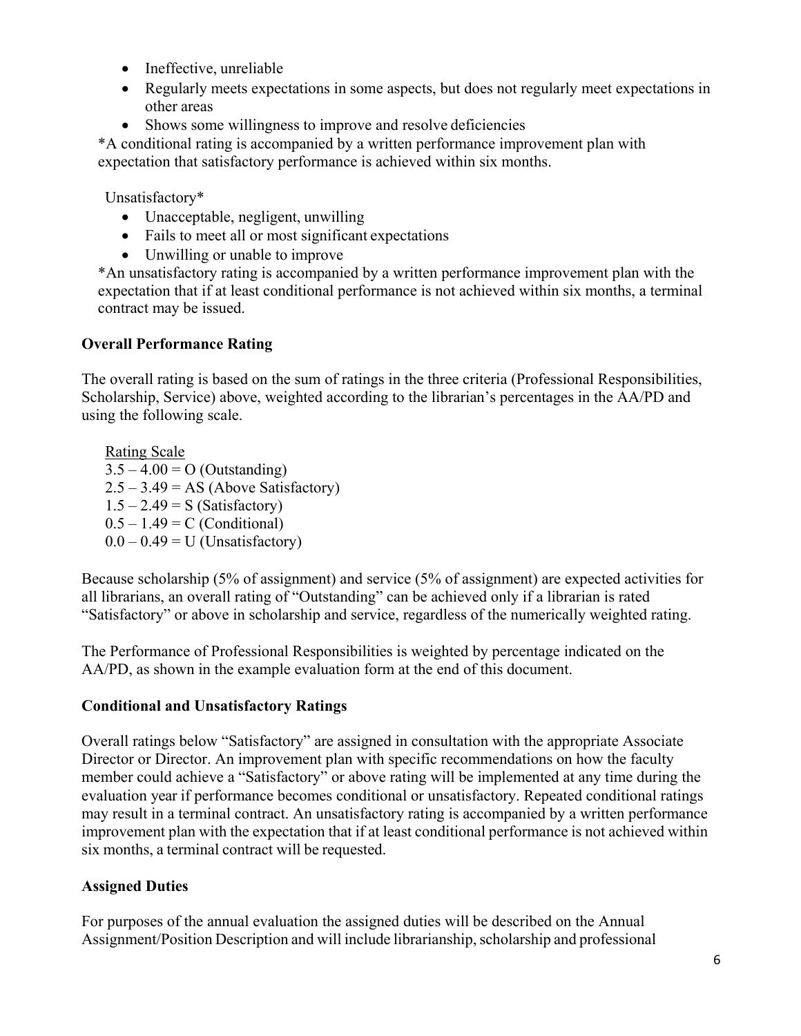- Ineffective, unreliable
- Regularly meets expectations in some aspects, but does not regularly meet expectations in other areas
- Shows some willingness to improve and resolve deficiencies

*A conditional rating is accompanied by a written performance improvement plan with expectation that satisfactory performance is achieved within six months.

Unsatisfactory*

- Unacceptable, negligent, unwilling
- Fails to meet all or most significant expectations
- Unwilling or unable to improve

*An unsatisfactory rating is accompanied by a written performance improvement plan with the expectation that if at least conditional performance is not achieved within six months, a terminal contract may be issued.

**Overall Performance Rating**

The overall rating is based on the sum of ratings in the three criteria (Professional Responsibilities, Scholarship, Service) above, weighted according to the librarian's percentages in the AA/PD and using the following scale.

Rating Scale
3.5 – 4.00 = O (Outstanding)
2.5 – 3.49 = AS (Above Satisfactory)
1.5 – 2.49 = S (Satisfactory)
0.5 – 1.49 = C (Conditional)
0.0 – 0.49 = U (Unsatisfactory)

Because scholarship (5% of assignment) and service (5% of assignment) are expected activities for all librarians, an overall rating of "Outstanding" can be achieved only if a librarian is rated "Satisfactory" or above in scholarship and service, regardless of the numerically weighted rating.

The Performance of Professional Responsibilities is weighted by percentage indicated on the AA/PD, as shown in the example evaluation form at the end of this document.

**Conditional and Unsatisfactory Ratings**

Overall ratings below "Satisfactory" are assigned in consultation with the appropriate Associate Director or Director. An improvement plan with specific recommendations on how the faculty member could achieve a "Satisfactory" or above rating will be implemented at any time during the evaluation year if performance becomes conditional or unsatisfactory. Repeated conditional ratings may result in a terminal contract. An unsatisfactory rating is accompanied by a written performance improvement plan with the expectation that if at least conditional performance is not achieved within six months, a terminal contract will be requested.

**Assigned Duties**

For purposes of the annual evaluation the assigned duties will be described on the Annual Assignment/Position Description and will include librarianship, scholarship and professional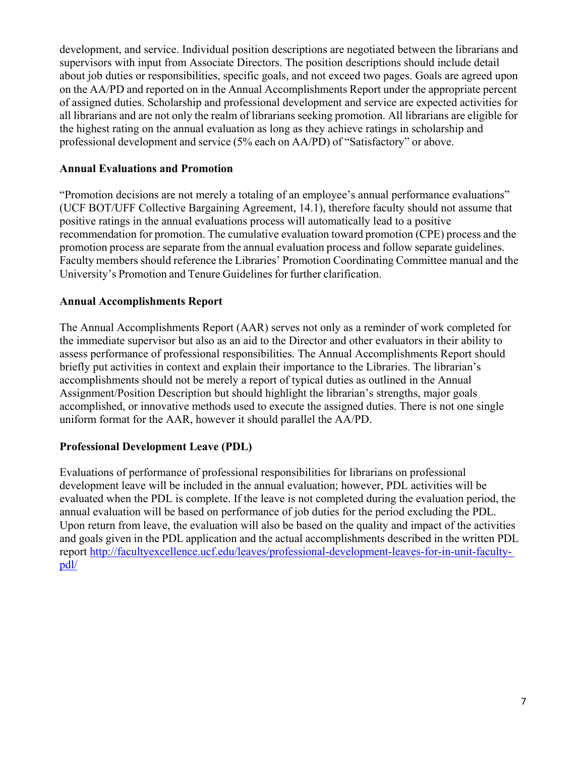development, and service. Individual position descriptions are negotiated between the librarians and supervisors with input from Associate Directors. The position descriptions should include detail about job duties or responsibilities, specific goals, and not exceed two pages. Goals are agreed upon on the AA/PD and reported on in the Annual Accomplishments Report under the appropriate percent of assigned duties. Scholarship and professional development and service are expected activities for all librarians and are not only the realm of librarians seeking promotion. All librarians are eligible for the highest rating on the annual evaluation as long as they achieve ratings in scholarship and professional development and service (5% each on AA/PD) of "Satisfactory" or above.

**Annual Evaluations and Promotion**

"Promotion decisions are not merely a totaling of an employee's annual performance evaluations" (UCF BOT/UFF Collective Bargaining Agreement, 14.1), therefore faculty should not assume that positive ratings in the annual evaluations process will automatically lead to a positive recommendation for promotion. The cumulative evaluation toward promotion (CPE) process and the promotion process are separate from the annual evaluation process and follow separate guidelines. Faculty members should reference the Libraries' Promotion Coordinating Committee manual and the University's Promotion and Tenure Guidelines for further clarification.

**Annual Accomplishments Report**

The Annual Accomplishments Report (AAR) serves not only as a reminder of work completed for the immediate supervisor but also as an aid to the Director and other evaluators in their ability to assess performance of professional responsibilities. The Annual Accomplishments Report should briefly put activities in context and explain their importance to the Libraries. The librarian's accomplishments should not be merely a report of typical duties as outlined in the Annual Assignment/Position Description but should highlight the librarian's strengths, major goals accomplished, or innovative methods used to execute the assigned duties. There is not one single uniform format for the AAR, however it should parallel the AA/PD.

**Professional Development Leave (PDL)**

Evaluations of performance of professional responsibilities for librarians on professional development leave will be included in the annual evaluation; however, PDL activities will be evaluated when the PDL is complete. If the leave is not completed during the evaluation period, the annual evaluation will be based on performance of job duties for the period excluding the PDL. Upon return from leave, the evaluation will also be based on the quality and impact of the activities and goals given in the PDL application and the actual accomplishments described in the written PDL report http://facultyexcellence.ucf.edu/leaves/professional-development-leaves-for-in-unit-faculty-pdl/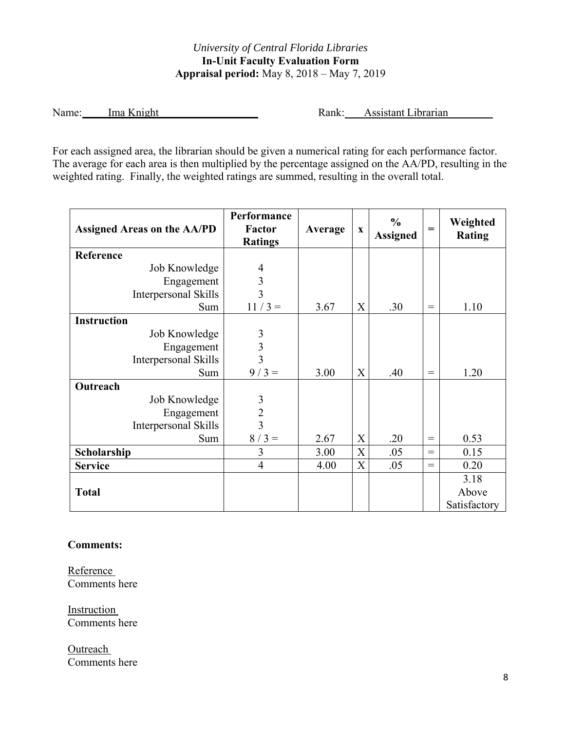*University of Central Florida Libraries*

**In-Unit Faculty Evaluation Form**

**Appraisal period:** May 8, 2018 – May 7, 2019

Name: Ima Knight Rank: Assistant Librarian

For each assigned area, the librarian should be given a numerical rating for each performance factor. The average for each area is then multiplied by the percentage assigned on the AA/PD, resulting in the weighted rating. Finally, the weighted ratings are summed, resulting in the overall total.

| Assigned Areas on the AA/PD | Performance Factor Ratings | Average | x | % Assigned | = | Weighted Rating |
|---|---|---|---|---|---|---|
| **Reference** | | | | | | |
| Job Knowledge | 4 | | | | | |
| Engagement | 3 | | | | | |
| Interpersonal Skills | 3 | | | | | |
| Sum | 11 / 3 = | 3.67 | X | .30 | = | 1.10 |
| **Instruction** | | | | | | |
| Job Knowledge | 3 | | | | | |
| Engagement | 3 | | | | | |
| Interpersonal Skills | 3 | | | | | |
| Sum | 9 / 3 = | 3.00 | X | .40 | = | 1.20 |
| **Outreach** | | | | | | |
| Job Knowledge | 3 | | | | | |
| Engagement | 2 | | | | | |
| Interpersonal Skills | 3 | | | | | |
| Sum | 8 / 3 = | 2.67 | X | .20 | = | 0.53 |
| **Scholarship** | 3 | 3.00 | X | .05 | = | 0.15 |
| **Service** | 4 | 4.00 | X | .05 | = | 0.20 |
| **Total** | | | | | | 3.18 Above Satisfactory |

**Comments:**

Reference
Comments here

Instruction
Comments here

Outreach
Comments here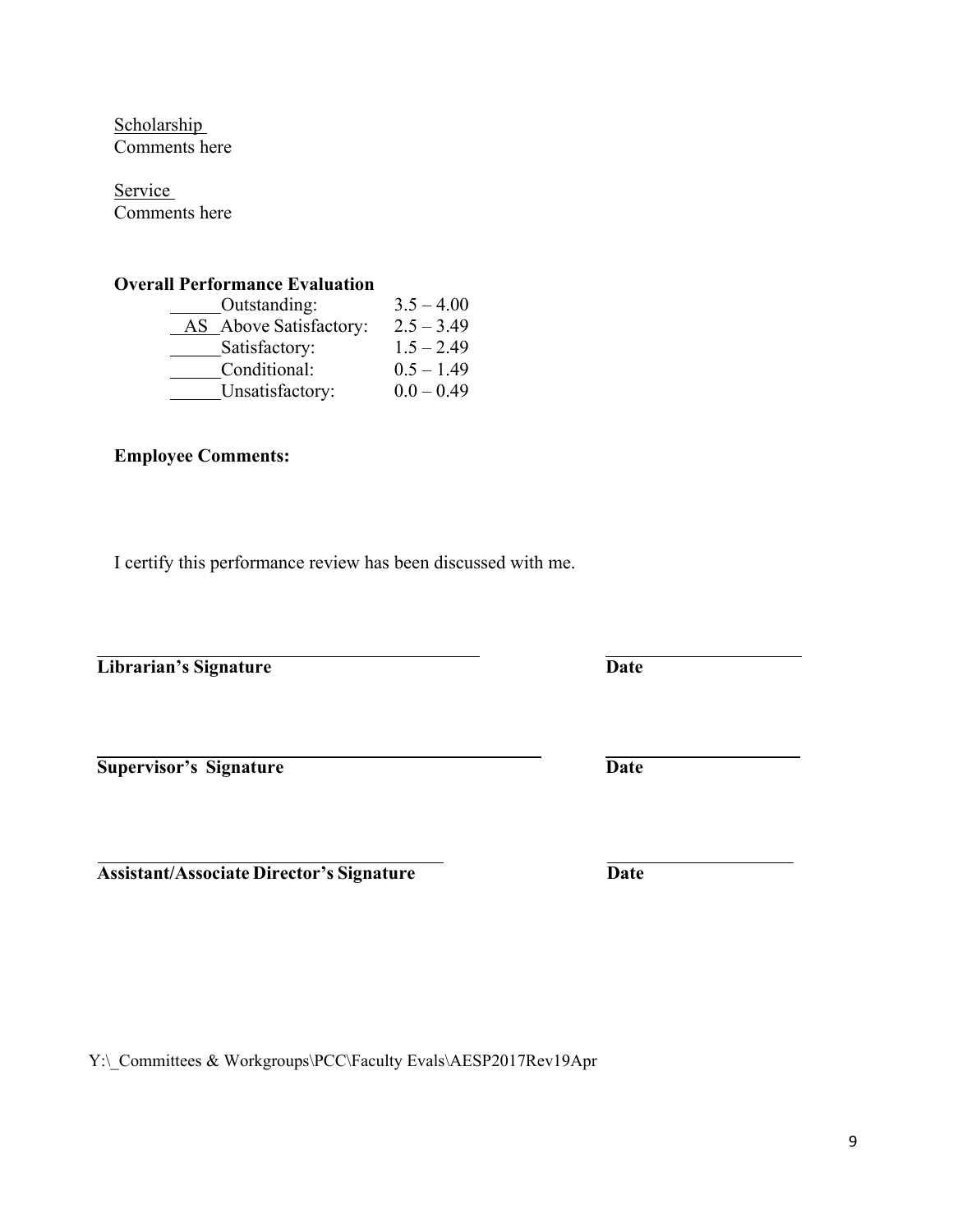Scholarship
Comments here

Service
Comments here

**Overall Performance Evaluation**

| | | |
|---|---|---|
| ______ | Outstanding: | 3.5 – 4.00 |
| AS | Above Satisfactory: | 2.5 – 3.49 |
| ______ | Satisfactory: | 1.5 – 2.49 |
| ______ | Conditional: | 0.5 – 1.49 |
| ______ | Unsatisfactory: | 0.0 – 0.49 |

**Employee Comments:**

I certify this performance review has been discussed with me.

______________________________ ______________
**Librarian's Signature** **Date**

______________________________ ______________
**Supervisor's Signature** **Date**

______________________________ ______________
**Assistant/Associate Director's Signature** **Date**

Y:\_Committees & Workgroups\PCC\Faculty Evals\AESP2017Rev19Apr